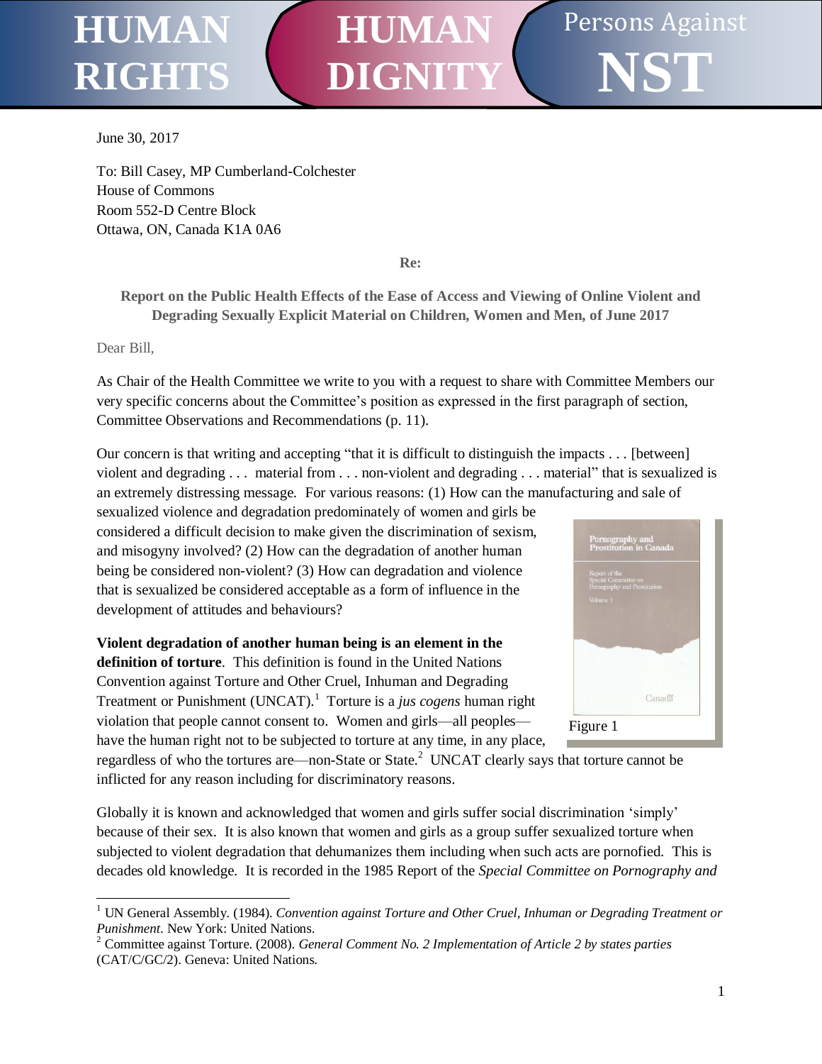# HUMAN RIGHTS | HUMAN DIGNITY | Persons Against NST

June 30, 2017

To: Bill Casey, MP Cumberland-Colchester
House of Commons
Room 552-D Centre Block
Ottawa, ON, Canada K1A 0A6

**Re:**

**Report on the Public Health Effects of the Ease of Access and Viewing of Online Violent and Degrading Sexually Explicit Material on Children, Women and Men, of June 2017**

Dear Bill,

As Chair of the Health Committee we write to you with a request to share with Committee Members our very specific concerns about the Committee's position as expressed in the first paragraph of section, Committee Observations and Recommendations (p. 11).

Our concern is that writing and accepting "that it is difficult to distinguish the impacts . . . [between] violent and degrading . . . material from . . . non-violent and degrading . . . material" that is sexualized is an extremely distressing message. For various reasons: (1) How can the manufacturing and sale of sexualized violence and degradation predominately of women and girls be considered a difficult decision to make given the discrimination of sexism, and misogyny involved? (2) How can the degradation of another human being be considered non-violent? (3) How can degradation and violence that is sexualized be considered acceptable as a form of influence in the development of attitudes and behaviours?

Figure 1

**Violent degradation of another human being is an element in the definition of torture**. This definition is found in the United Nations Convention against Torture and Other Cruel, Inhuman and Degrading Treatment or Punishment (UNCAT).[1] Torture is a *jus cogens* human right violation that people cannot consent to. Women and girls—all peoples—have the human right not to be subjected to torture at any time, in any place, regardless of who the tortures are—non-State or State.[2] UNCAT clearly says that torture cannot be inflicted for any reason including for discriminatory reasons.

Globally it is known and acknowledged that women and girls suffer social discrimination 'simply' because of their sex. It is also known that women and girls as a group suffer sexualized torture when subjected to violent degradation that dehumanizes them including when such acts are pornofied. This is decades old knowledge. It is recorded in the 1985 Report of the *Special Committee on Pornography and*

---

[1] UN General Assembly. (1984). *Convention against Torture and Other Cruel, Inhuman or Degrading Treatment or Punishment*. New York: United Nations.

[2] Committee against Torture. (2008). *General Comment No. 2 Implementation of Article 2 by states parties* (CAT/C/GC/2). Geneva: United Nations.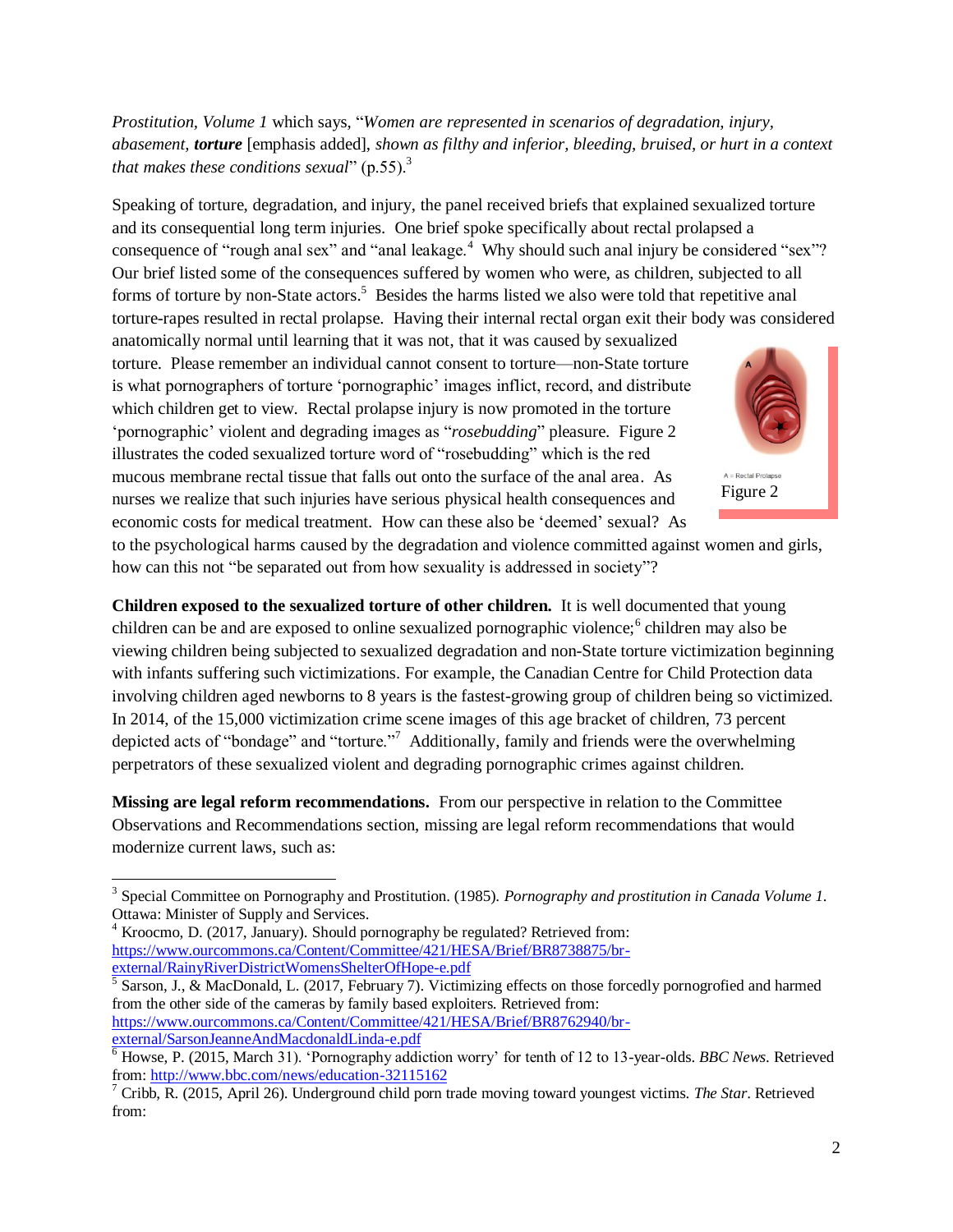*Prostitution, Volume 1* which says, "*Women are represented in scenarios of degradation, injury, abasement,* ***torture*** [emphasis added]*, shown as filthy and inferior, bleeding, bruised, or hurt in a context that makes these conditions sexual*" (p.55).[3]

Speaking of torture, degradation, and injury, the panel received briefs that explained sexualized torture and its consequential long term injuries. One brief spoke specifically about rectal prolapsed a consequence of "rough anal sex" and "anal leakage.[4] Why should such anal injury be considered "sex"? Our brief listed some of the consequences suffered by women who were, as children, subjected to all forms of torture by non-State actors.[5] Besides the harms listed we also were told that repetitive anal torture-rapes resulted in rectal prolapse. Having their internal rectal organ exit their body was considered anatomically normal until learning that it was not, that it was caused by sexualized torture. Please remember an individual cannot consent to torture—non-State torture is what pornographers of torture 'pornographic' images inflict, record, and distribute which children get to view. Rectal prolapse injury is now promoted in the torture 'pornographic' violent and degrading images as "*rosebudding*" pleasure. Figure 2 illustrates the coded sexualized torture word of "rosebudding" which is the red mucous membrane rectal tissue that falls out onto the surface of the anal area. As nurses we realize that such injuries have serious physical health consequences and economic costs for medical treatment. How can these also be 'deemed' sexual? As to the psychological harms caused by the degradation and violence committed against women and girls, how can this not "be separated out from how sexuality is addressed in society"?

A = Rectal Prolapse

Figure 2

**Children exposed to the sexualized torture of other children.** It is well documented that young children can be and are exposed to online sexualized pornographic violence;[6] children may also be viewing children being subjected to sexualized degradation and non-State torture victimization beginning with infants suffering such victimizations. For example, the Canadian Centre for Child Protection data involving children aged newborns to 8 years is the fastest-growing group of children being so victimized. In 2014, of the 15,000 victimization crime scene images of this age bracket of children, 73 percent depicted acts of "bondage" and "torture."[7] Additionally, family and friends were the overwhelming perpetrators of these sexualized violent and degrading pornographic crimes against children.

**Missing are legal reform recommendations.** From our perspective in relation to the Committee Observations and Recommendations section, missing are legal reform recommendations that would modernize current laws, such as:

---

[3] Special Committee on Pornography and Prostitution. (1985). *Pornography and prostitution in Canada Volume 1*. Ottawa: Minister of Supply and Services.

[4] Kroocmo, D. (2017, January). Should pornography be regulated? Retrieved from: https://www.ourcommons.ca/Content/Committee/421/HESA/Brief/BR8738875/br-external/RainyRiverDistrictWomensShelterOfHope-e.pdf

[5] Sarson, J., & MacDonald, L. (2017, February 7). Victimizing effects on those forcedly pornogrofied and harmed from the other side of the cameras by family based exploiters. Retrieved from: https://www.ourcommons.ca/Content/Committee/421/HESA/Brief/BR8762940/br-external/SarsonJeanneAndMacdonaldLinda-e.pdf

[6] Howse, P. (2015, March 31). 'Pornography addiction worry' for tenth of 12 to 13-year-olds. *BBC News*. Retrieved from: http://www.bbc.com/news/education-32115162

[7] Cribb, R. (2015, April 26). Underground child porn trade moving toward youngest victims. *The Star*. Retrieved from: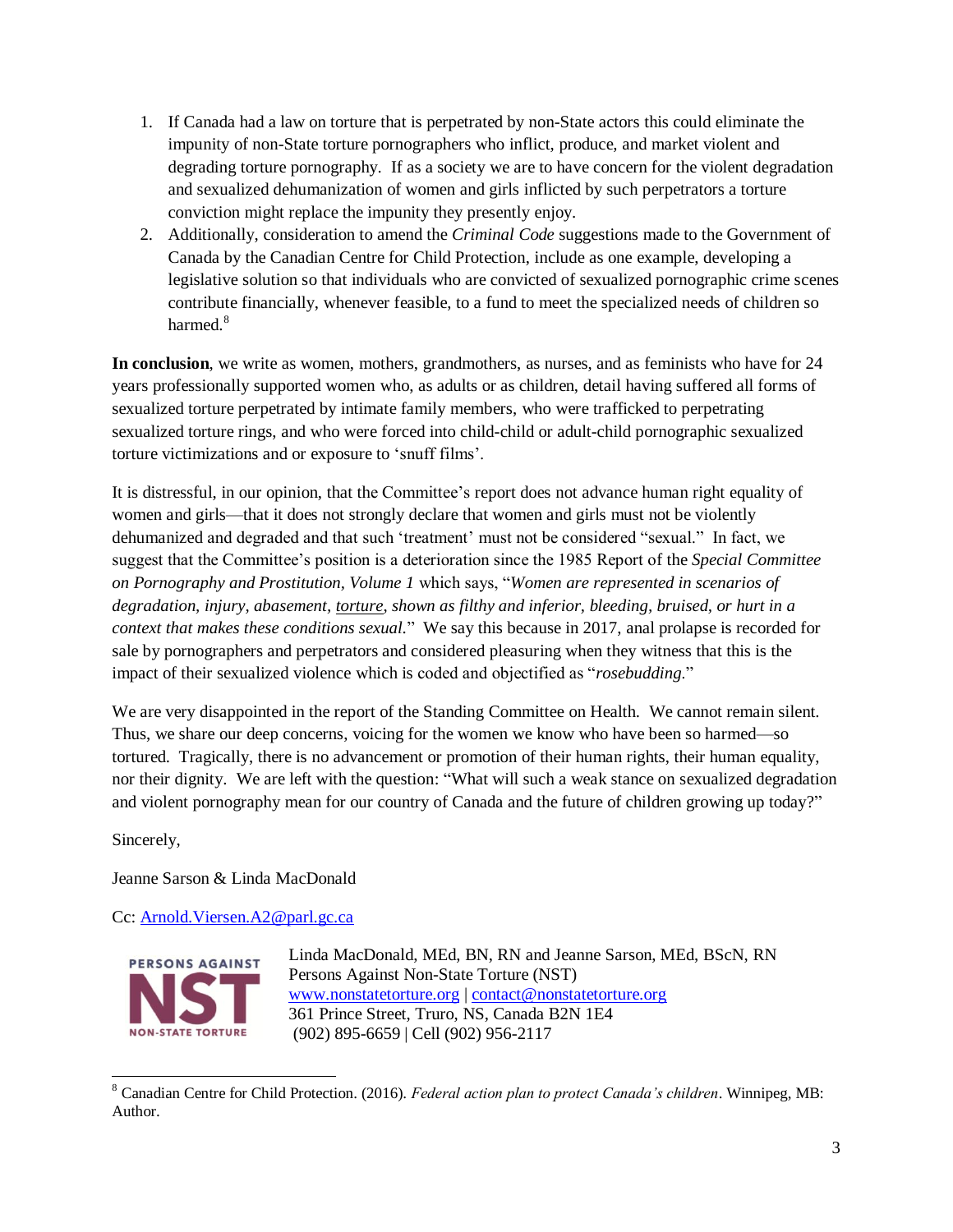1. If Canada had a law on torture that is perpetrated by non-State actors this could eliminate the impunity of non-State torture pornographers who inflict, produce, and market violent and degrading torture pornography. If as a society we are to have concern for the violent degradation and sexualized dehumanization of women and girls inflicted by such perpetrators a torture conviction might replace the impunity they presently enjoy.
2. Additionally, consideration to amend the *Criminal Code* suggestions made to the Government of Canada by the Canadian Centre for Child Protection, include as one example, developing a legislative solution so that individuals who are convicted of sexualized pornographic crime scenes contribute financially, whenever feasible, to a fund to meet the specialized needs of children so harmed.[8]

**In conclusion**, we write as women, mothers, grandmothers, as nurses, and as feminists who have for 24 years professionally supported women who, as adults or as children, detail having suffered all forms of sexualized torture perpetrated by intimate family members, who were trafficked to perpetrating sexualized torture rings, and who were forced into child-child or adult-child pornographic sexualized torture victimizations and or exposure to 'snuff films'.

It is distressful, in our opinion, that the Committee's report does not advance human right equality of women and girls—that it does not strongly declare that women and girls must not be violently dehumanized and degraded and that such 'treatment' must not be considered "sexual." In fact, we suggest that the Committee's position is a deterioration since the 1985 Report of the *Special Committee on Pornography and Prostitution, Volume 1* which says, "*Women are represented in scenarios of degradation, injury, abasement, <u>torture</u>, shown as filthy and inferior, bleeding, bruised, or hurt in a context that makes these conditions sexual.*" We say this because in 2017, anal prolapse is recorded for sale by pornographers and perpetrators and considered pleasuring when they witness that this is the impact of their sexualized violence which is coded and objectified as "*rosebudding*."

We are very disappointed in the report of the Standing Committee on Health. We cannot remain silent. Thus, we share our deep concerns, voicing for the women we know who have been so harmed—so tortured. Tragically, there is no advancement or promotion of their human rights, their human equality, nor their dignity. We are left with the question: "What will such a weak stance on sexualized degradation and violent pornography mean for our country of Canada and the future of children growing up today?"

Sincerely,

Jeanne Sarson & Linda MacDonald

Cc: Arnold.Viersen.A2@parl.gc.ca

PERSONS AGAINST NST NON-STATE TORTURE

Linda MacDonald, MEd, BN, RN and Jeanne Sarson, MEd, BScN, RN
Persons Against Non-State Torture (NST)
www.nonstatetorture.org | contact@nonstatetorture.org
361 Prince Street, Truro, NS, Canada B2N 1E4
(902) 895-6659 | Cell (902) 956-2117

---

[8] Canadian Centre for Child Protection. (2016). *Federal action plan to protect Canada's children*. Winnipeg, MB: Author.